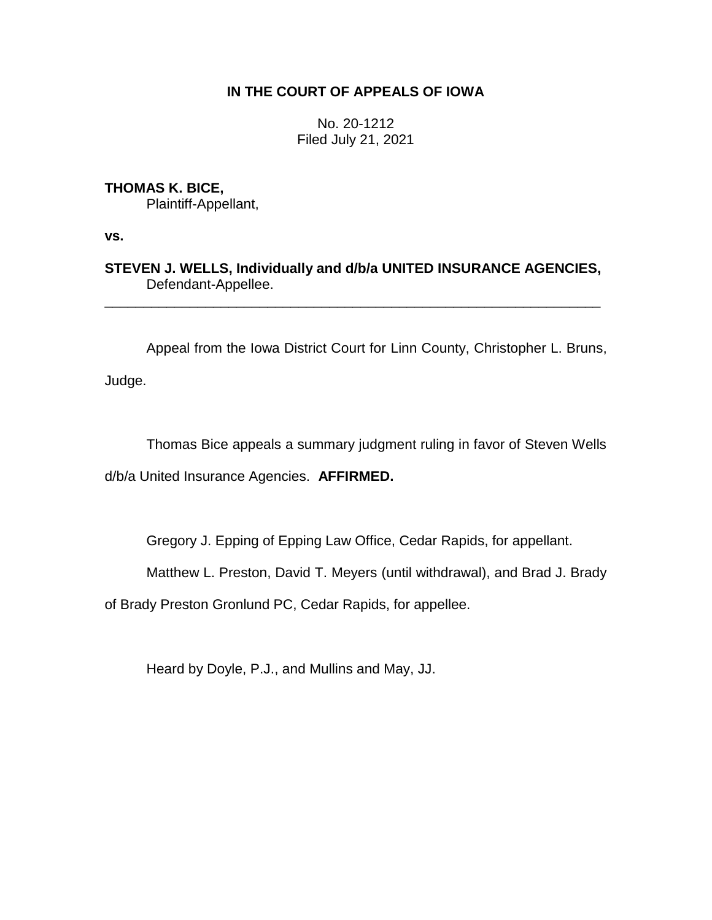**IN THE COURT OF APPEALS OF IOWA**

No. 20-1212
Filed July 21, 2021

**THOMAS K. BICE,**
Plaintiff-Appellant,

**vs.**

**STEVEN J. WELLS, Individually and d/b/a UNITED INSURANCE AGENCIES,**
Defendant-Appellee.

---

Appeal from the Iowa District Court for Linn County, Christopher L. Bruns, Judge.

Thomas Bice appeals a summary judgment ruling in favor of Steven Wells d/b/a United Insurance Agencies. **AFFIRMED.**

Gregory J. Epping of Epping Law Office, Cedar Rapids, for appellant.

Matthew L. Preston, David T. Meyers (until withdrawal), and Brad J. Brady of Brady Preston Gronlund PC, Cedar Rapids, for appellee.

Heard by Doyle, P.J., and Mullins and May, JJ.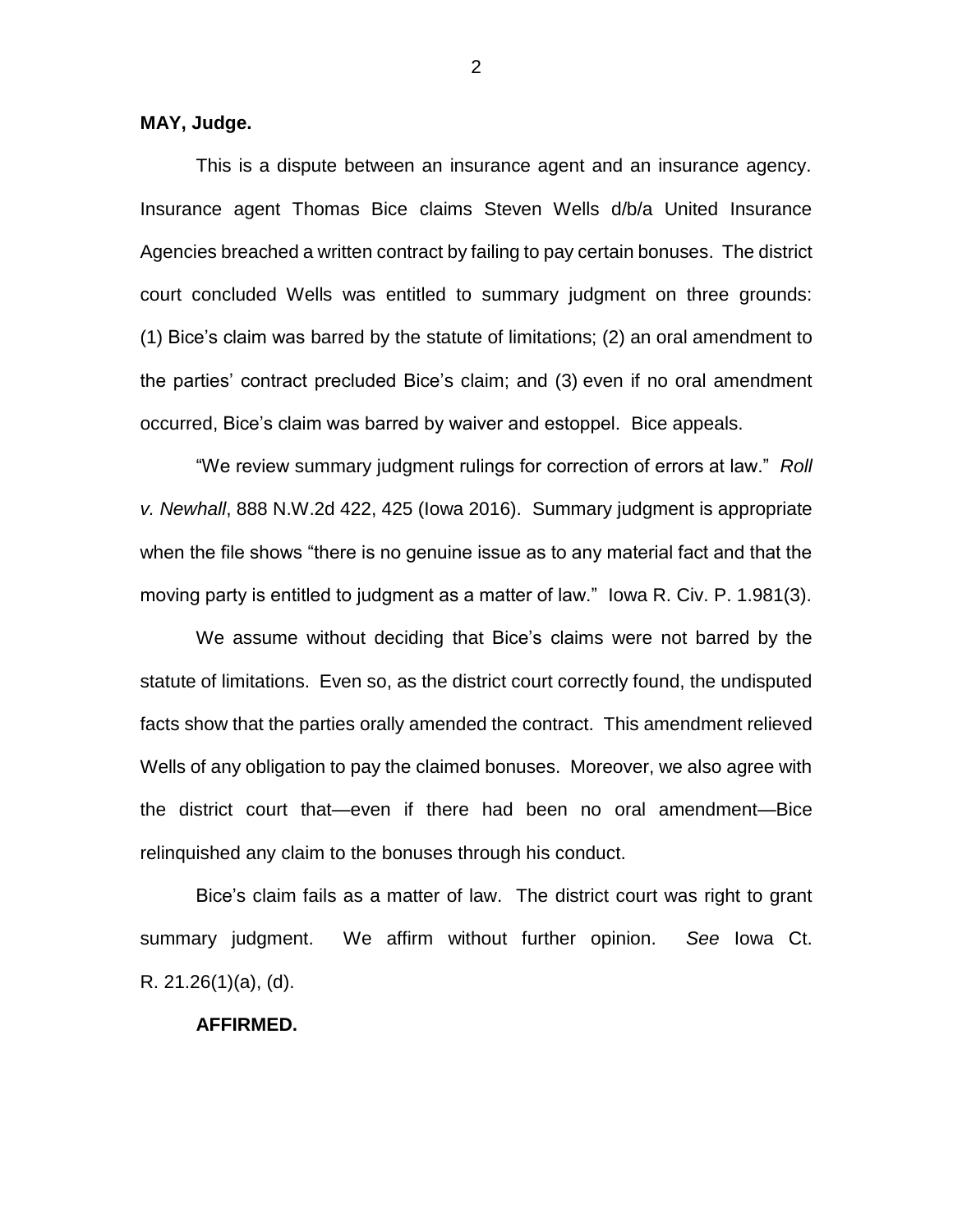**MAY, Judge.**

This is a dispute between an insurance agent and an insurance agency. Insurance agent Thomas Bice claims Steven Wells d/b/a United Insurance Agencies breached a written contract by failing to pay certain bonuses. The district court concluded Wells was entitled to summary judgment on three grounds: (1) Bice's claim was barred by the statute of limitations; (2) an oral amendment to the parties' contract precluded Bice's claim; and (3) even if no oral amendment occurred, Bice's claim was barred by waiver and estoppel. Bice appeals.

"We review summary judgment rulings for correction of errors at law." *Roll v. Newhall*, 888 N.W.2d 422, 425 (Iowa 2016). Summary judgment is appropriate when the file shows "there is no genuine issue as to any material fact and that the moving party is entitled to judgment as a matter of law." Iowa R. Civ. P. 1.981(3).

We assume without deciding that Bice's claims were not barred by the statute of limitations. Even so, as the district court correctly found, the undisputed facts show that the parties orally amended the contract. This amendment relieved Wells of any obligation to pay the claimed bonuses. Moreover, we also agree with the district court that—even if there had been no oral amendment—Bice relinquished any claim to the bonuses through his conduct.

Bice's claim fails as a matter of law. The district court was right to grant summary judgment. We affirm without further opinion. *See* Iowa Ct. R. 21.26(1)(a), (d).

**AFFIRMED.**